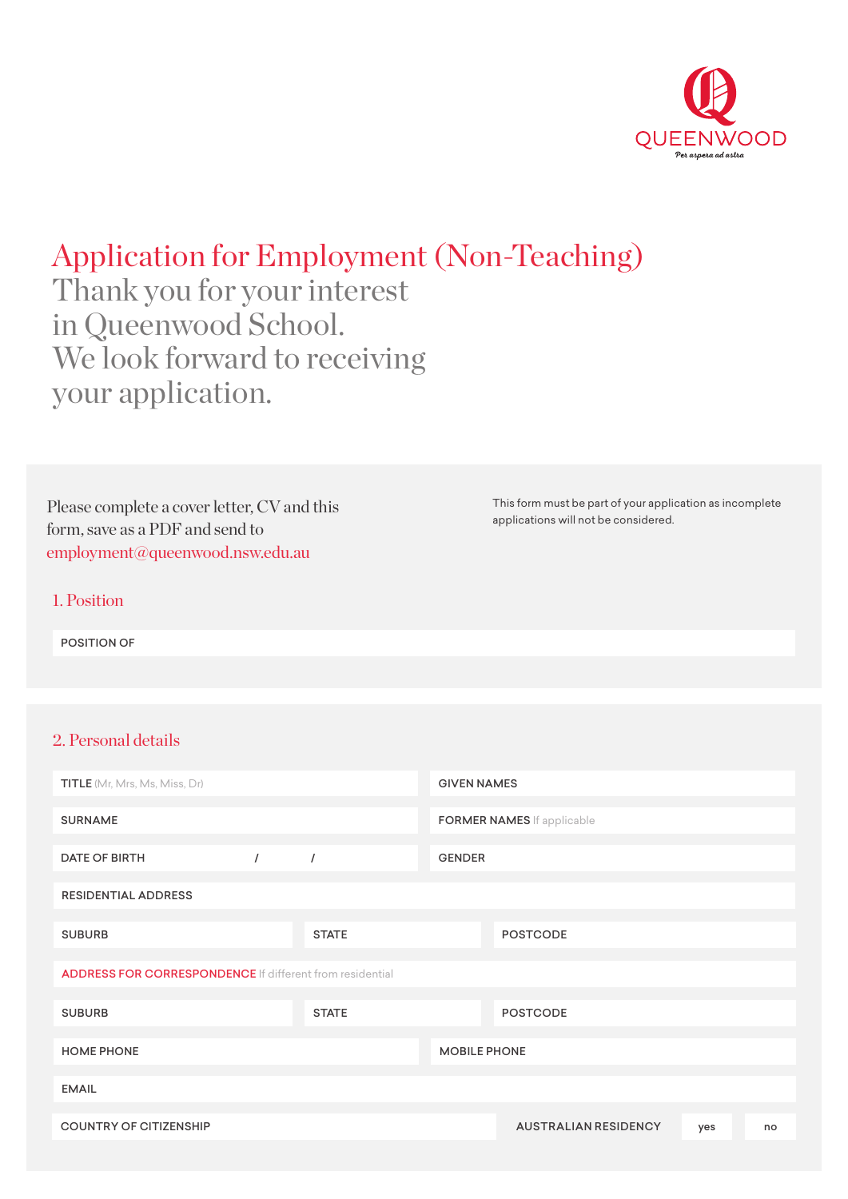QUEENWOOD

*Per aspera ad astra*

# Application for Employment (Non-Teaching)

Thank you for your interest in Queenwood School. We look forward to receiving your application.

Please complete a cover letter, CV and this form, save as a PDF and send to employment@queenwood.nsw.edu.au

This form must be part of your application as incomplete applications will not be considered.

## 1. Position

POSITION OF

## 2. Personal details

TITLE (Mr, Mrs, Ms, Miss, Dr)

GIVEN NAMES

SURNAME

FORMER NAMES If applicable

DATE OF BIRTH / /

GENDER

RESIDENTIAL ADDRESS

SUBURB

STATE

POSTCODE

ADDRESS FOR CORRESPONDENCE If different from residential

SUBURB

STATE

POSTCODE

HOME PHONE

MOBILE PHONE

EMAIL

COUNTRY OF CITIZENSHIP

AUSTRALIAN RESIDENCY yes no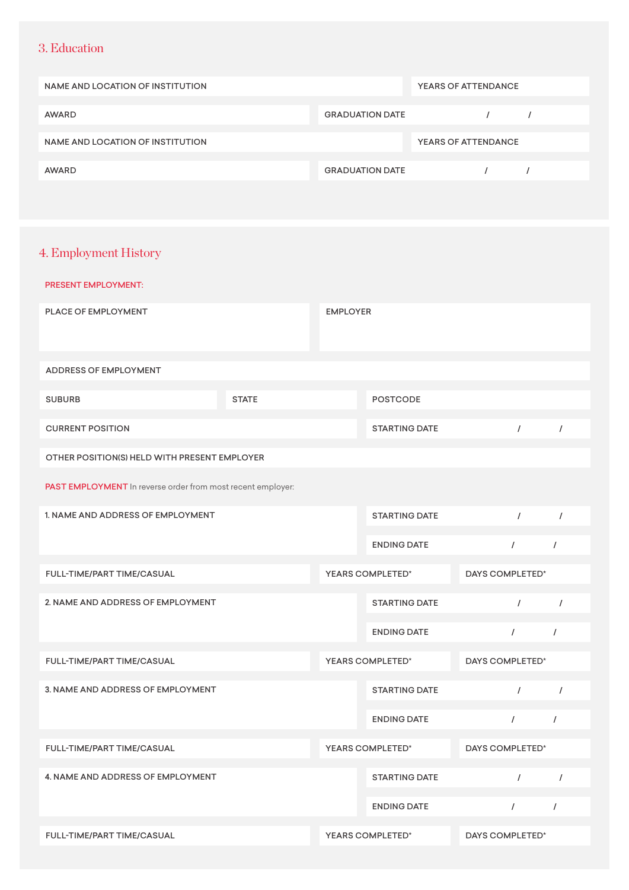## 3. Education

| | |
|---|---|
| NAME AND LOCATION OF INSTITUTION | YEARS OF ATTENDANCE |

| | |
|---|---|
| AWARD | GRADUATION DATE / / |

| | |
|---|---|
| NAME AND LOCATION OF INSTITUTION | YEARS OF ATTENDANCE |

| | |
|---|---|
| AWARD | GRADUATION DATE / / |

## 4. Employment History

PRESENT EMPLOYMENT:

| | |
|---|---|
| PLACE OF EMPLOYMENT | EMPLOYER |

ADDRESS OF EMPLOYMENT

| | | |
|---|---|---|
| SUBURB | STATE | POSTCODE |

| | |
|---|---|
| CURRENT POSITION | STARTING DATE / / |

OTHER POSITION(S) HELD WITH PRESENT EMPLOYER

PAST EMPLOYMENT In reverse order from most recent employer:

| | |
|---|---|
| 1. NAME AND ADDRESS OF EMPLOYMENT | STARTING DATE / / |
| | ENDING DATE / / |

| | | |
|---|---|---|
| FULL-TIME/PART TIME/CASUAL | YEARS COMPLETED* | DAYS COMPLETED* |

| | |
|---|---|
| 2. NAME AND ADDRESS OF EMPLOYMENT | STARTING DATE / / |
| | ENDING DATE / / |

| | | |
|---|---|---|
| FULL-TIME/PART TIME/CASUAL | YEARS COMPLETED* | DAYS COMPLETED* |

| | |
|---|---|
| 3. NAME AND ADDRESS OF EMPLOYMENT | STARTING DATE / / |
| | ENDING DATE / / |

| | | |
|---|---|---|
| FULL-TIME/PART TIME/CASUAL | YEARS COMPLETED* | DAYS COMPLETED* |

| | |
|---|---|
| 4. NAME AND ADDRESS OF EMPLOYMENT | STARTING DATE / / |
| | ENDING DATE / / |

| | | |
|---|---|---|
| FULL-TIME/PART TIME/CASUAL | YEARS COMPLETED* | DAYS COMPLETED* |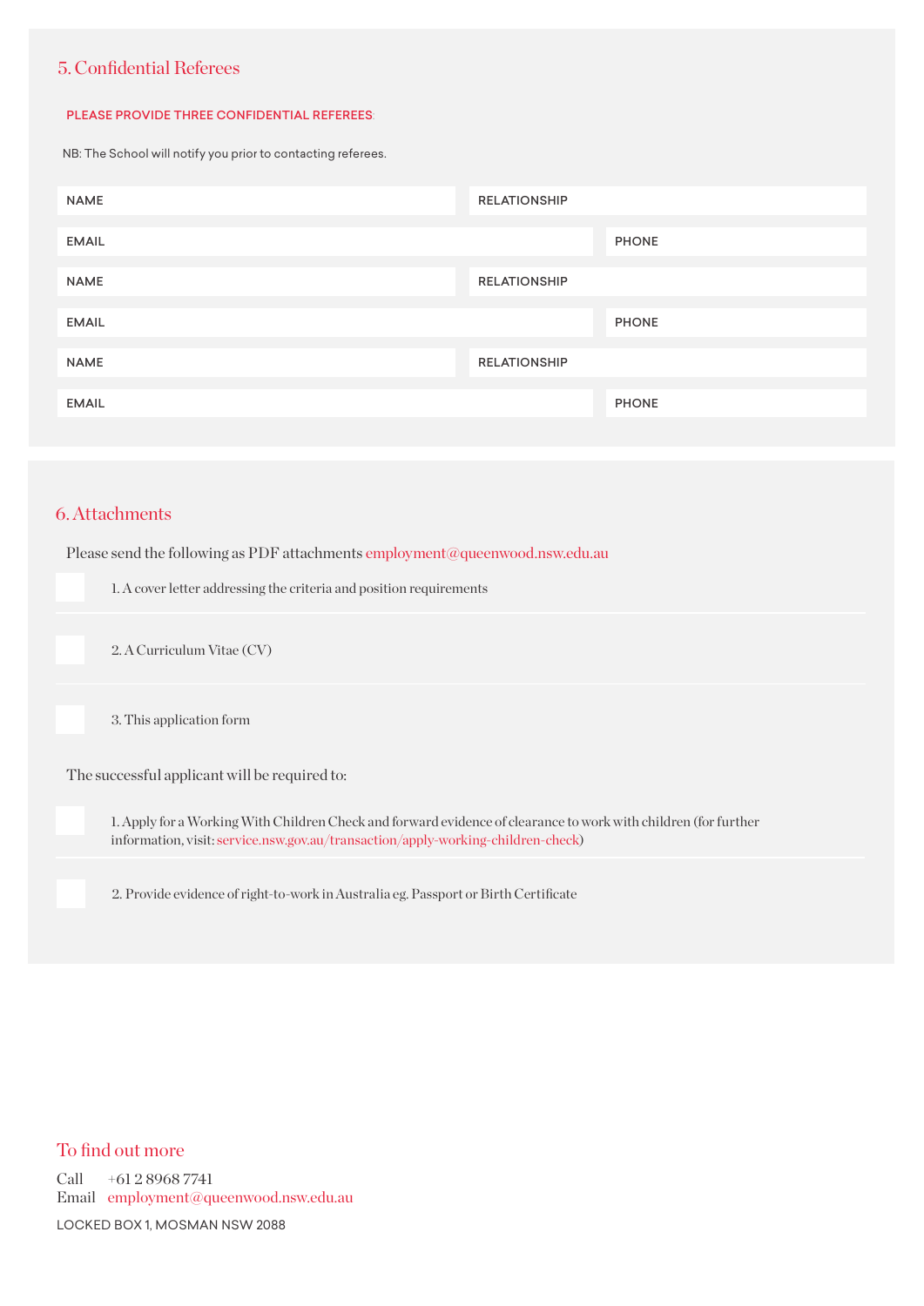## 5. Confidential Referees

PLEASE PROVIDE THREE CONFIDENTIAL REFEREES

NB: The School will notify you prior to contacting referees.

| | |
|---|---|
| NAME | RELATIONSHIP |
| EMAIL | PHONE |
| NAME | RELATIONSHIP |
| EMAIL | PHONE |
| NAME | RELATIONSHIP |
| EMAIL | PHONE |

## 6. Attachments

Please send the following as PDF attachments employment@queenwood.nsw.edu.au

- [ ] 1. A cover letter addressing the criteria and position requirements
- [ ] 2. A Curriculum Vitae (CV)
- [ ] 3. This application form

The successful applicant will be required to:

- [ ] 1. Apply for a Working With Children Check and forward evidence of clearance to work with children (for further information, visit: service.nsw.gov.au/transaction/apply-working-children-check)
- [ ] 2. Provide evidence of right-to-work in Australia eg. Passport or Birth Certificate

## To find out more

Call +61 2 8968 7741
Email employment@queenwood.nsw.edu.au

LOCKED BOX 1, MOSMAN NSW 2088